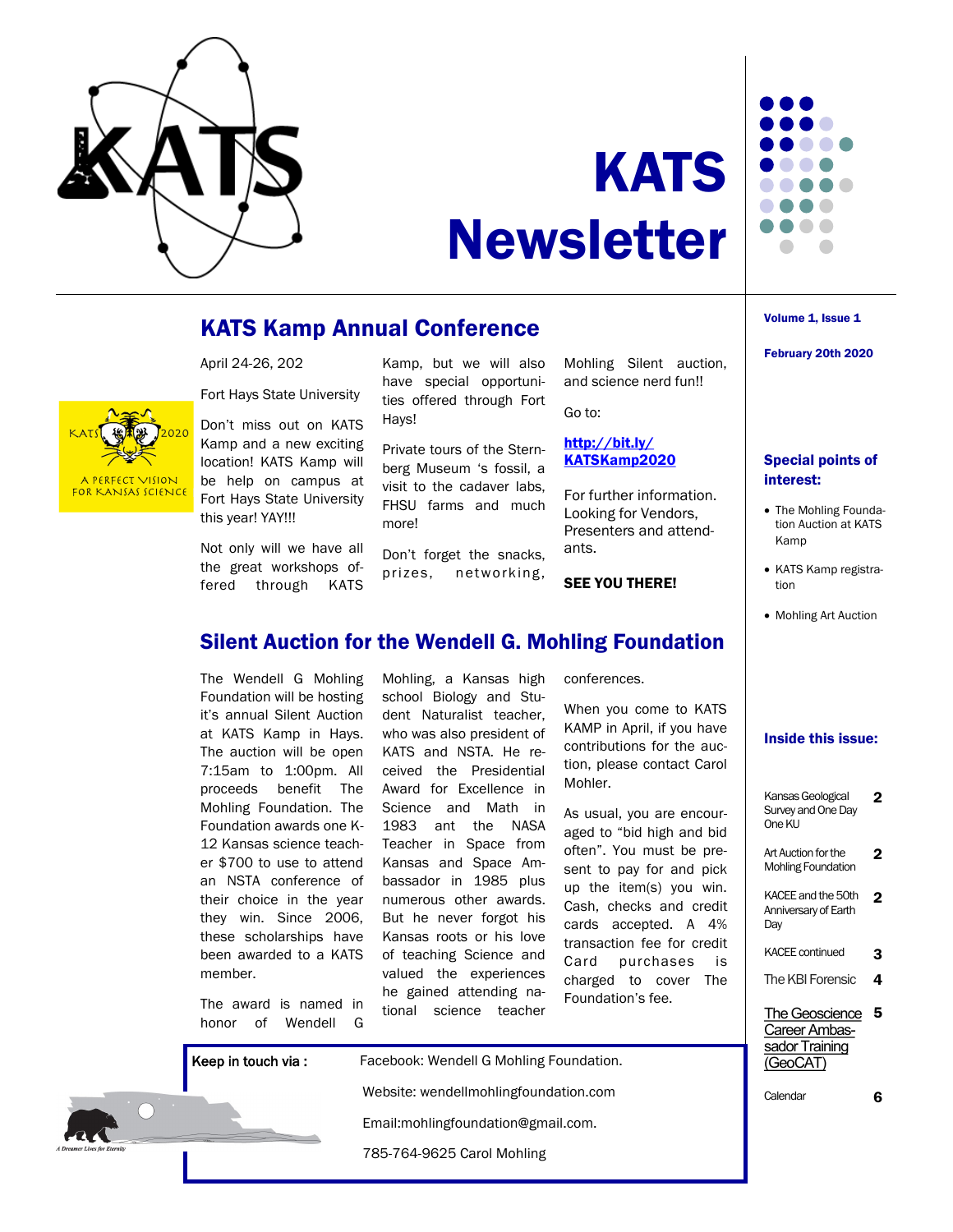# KATS Newsletter

**Volume 1, Issue 1**

**February 20th 2020**

## KATS Kamp Annual Conference

April 24-26, 202

Fort Hays State University

Don't miss out on KATS Kamp and a new exciting location! KATS Kamp will be help on campus at Fort Hays State University this year! YAY!!!

Not only will we have all the great workshops offered through KATS Kamp, but we will also have special opportunities offered through Fort Hays!

Private tours of the Sternberg Museum 's fossil, a visit to the cadaver labs, FHSU farms and much more!

Don't forget the snacks, prizes, networking, Mohling Silent auction, and science nerd fun!!

Go to:

**http://bit.ly/KATSKamp2020**

For further information. Looking for Vendors, Presenters and attendants.

**SEE YOU THERE!**

## Silent Auction for the Wendell G. Mohling Foundation

The Wendell G Mohling Foundation will be hosting it's annual Silent Auction at KATS Kamp in Hays. The auction will be open 7:15am to 1:00pm. All proceeds benefit The Mohling Foundation. The Foundation awards one K-12 Kansas science teacher $700 to use to attend an NSTA conference of their choice in the year they win. Since 2006, these scholarships have been awarded to a KATS member.

The award is named in honor of Wendell G Mohling, a Kansas high school Biology and Student Naturalist teacher, who was also president of KATS and NSTA. He received the Presidential Award for Excellence in Science and Math in 1983 ant the NASA Teacher in Space from Kansas and Space Ambassador in 1985 plus numerous other awards. But he never forgot his Kansas roots or his love of teaching Science and valued the experiences he gained attending national science teacher conferences.

When you come to KATS KAMP in April, if you have contributions for the auction, please contact Carol Mohler.

As usual, you are encouraged to "bid high and bid often". You must be present to pay for and pick up the item(s) you win. Cash, checks and credit cards accepted. A 4% transaction fee for credit Card purchases is charged to cover The Foundation's fee.

**Keep in touch via :**

Facebook: Wendell G Mohling Foundation.

Website: wendellmohlingfoundation.com

Email:mohlingfoundation@gmail.com.

785-764-9625 Carol Mohling

A Dreamer Lives for Eternity

### Special points of interest:

- The Mohling Foundation Auction at KATS Kamp
- KATS Kamp registration
- Mohling Art Auction

### Inside this issue:

| | |
|---|---|
| Kansas Geological Survey and One Day One KU | 2 |
| Art Auction for the Mohling Foundation | 2 |
| KACEE and the 50th Anniversary of Earth Day | 2 |
| KACEE continued | 3 |
| The KBI Forensic | 4 |
| The Geoscience Career Ambassador Training (GeoCAT) | 5 |
| Calendar | 6 |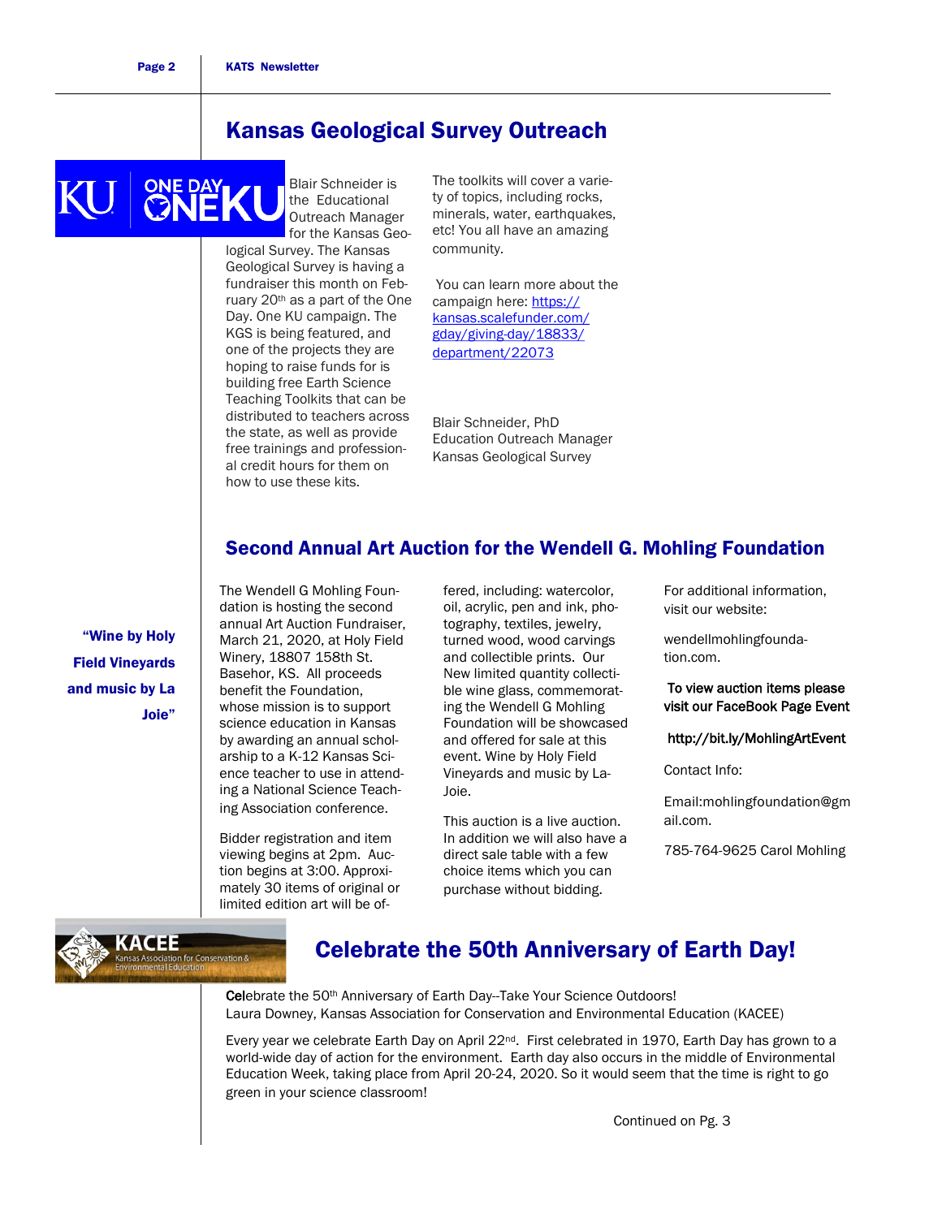# Kansas Geological Survey Outreach

Blair Schneider is the Educational Outreach Manager for the Kansas Geological Survey. The Kansas Geological Survey is having a fundraiser this month on February 20th as a part of the One Day. One KU campaign. The KGS is being featured, and one of the projects they are hoping to raise funds for is building free Earth Science Teaching Toolkits that can be distributed to teachers across the state, as well as provide free trainings and professional credit hours for them on how to use these kits.

The toolkits will cover a variety of topics, including rocks, minerals, water, earthquakes, etc! You all have an amazing community.

You can learn more about the campaign here: https://kansas.scalefunder.com/gday/giving-day/18833/department/22073

Blair Schneider, PhD
Education Outreach Manager
Kansas Geological Survey

## Second Annual Art Auction for the Wendell G. Mohling Foundation

**"Wine by Holy Field Vineyards and music by La Joie"**

The Wendell G Mohling Foundation is hosting the second annual Art Auction Fundraiser, March 21, 2020, at Holy Field Winery, 18807 158th St. Basehor, KS. All proceeds benefit the Foundation, whose mission is to support science education in Kansas by awarding an annual scholarship to a K-12 Kansas Science teacher to use in attending a National Science Teaching Association conference.

Bidder registration and item viewing begins at 2pm. Auction begins at 3:00. Approximately 30 items of original or limited edition art will be offered, including: watercolor, oil, acrylic, pen and ink, photography, textiles, jewelry, turned wood, wood carvings and collectible prints. Our New limited quantity collectible wine glass, commemorating the Wendell G Mohling Foundation will be showcased and offered for sale at this event. Wine by Holy Field Vineyards and music by La-Joie.

This auction is a live auction. In addition we will also have a direct sale table with a few choice items which you can purchase without bidding.

For additional information, visit our website:

wendellmohlingfoundation.com.

To view auction items please visit our FaceBook Page Event

http://bit.ly/MohlingArtEvent

Contact Info:

Email:mohlingfoundation@gmail.com.

785-764-9625 Carol Mohling

## Celebrate the 50th Anniversary of Earth Day!

Celebrate the 50th Anniversary of Earth Day--Take Your Science Outdoors!
Laura Downey, Kansas Association for Conservation and Environmental Education (KACEE)

Every year we celebrate Earth Day on April 22nd. First celebrated in 1970, Earth Day has grown to a world-wide day of action for the environment. Earth day also occurs in the middle of Environmental Education Week, taking place from April 20-24, 2020. So it would seem that the time is right to go green in your science classroom!

Continued on Pg. 3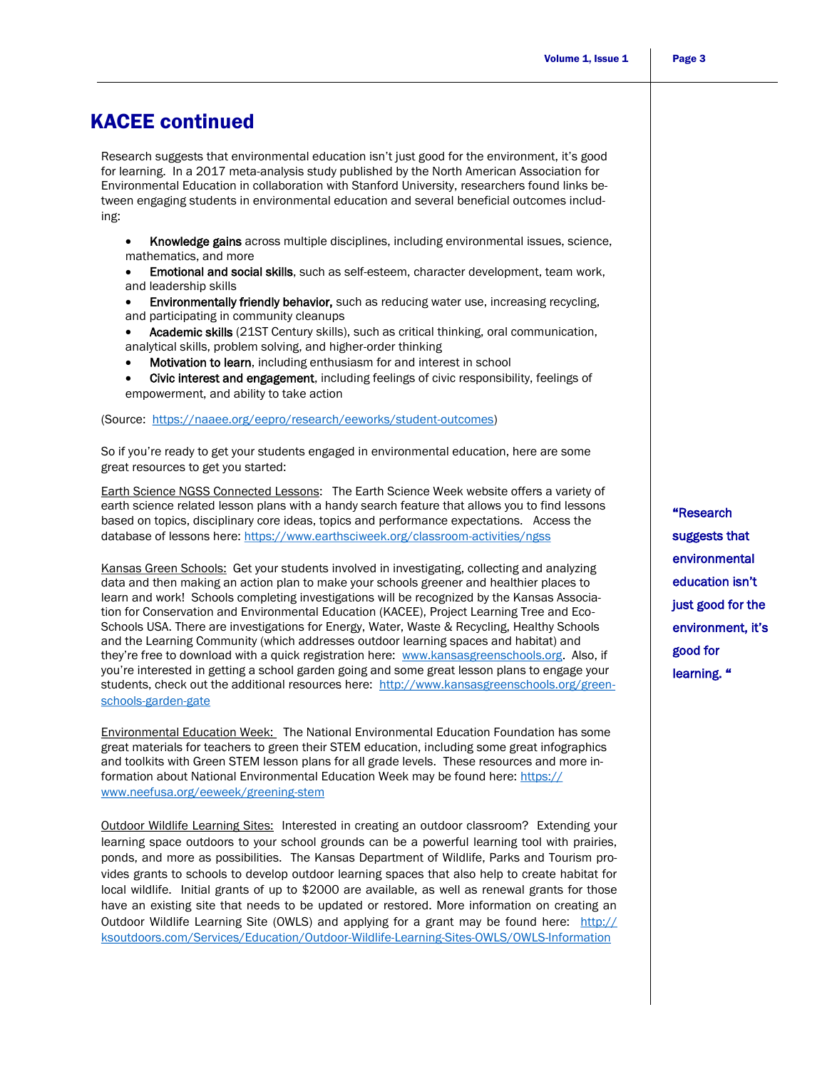## KACEE continued

Research suggests that environmental education isn't just good for the environment, it's good for learning. In a 2017 meta-analysis study published by the North American Association for Environmental Education in collaboration with Stanford University, researchers found links between engaging students in environmental education and several beneficial outcomes including:

- **Knowledge gains** across multiple disciplines, including environmental issues, science, mathematics, and more
- **Emotional and social skills**, such as self-esteem, character development, team work, and leadership skills
- **Environmentally friendly behavior,** such as reducing water use, increasing recycling, and participating in community cleanups
- **Academic skills** (21ST Century skills), such as critical thinking, oral communication, analytical skills, problem solving, and higher-order thinking
- **Motivation to learn**, including enthusiasm for and interest in school
- **Civic interest and engagement**, including feelings of civic responsibility, feelings of empowerment, and ability to take action

(Source: https://naaee.org/eepro/research/eeworks/student-outcomes)

So if you're ready to get your students engaged in environmental education, here are some great resources to get you started:

Earth Science NGSS Connected Lessons: The Earth Science Week website offers a variety of earth science related lesson plans with a handy search feature that allows you to find lessons based on topics, disciplinary core ideas, topics and performance expectations. Access the database of lessons here: https://www.earthsciweek.org/classroom-activities/ngss

Kansas Green Schools: Get your students involved in investigating, collecting and analyzing data and then making an action plan to make your schools greener and healthier places to learn and work! Schools completing investigations will be recognized by the Kansas Association for Conservation and Environmental Education (KACEE), Project Learning Tree and Eco-Schools USA. There are investigations for Energy, Water, Waste & Recycling, Healthy Schools and the Learning Community (which addresses outdoor learning spaces and habitat) and they're free to download with a quick registration here: www.kansasgreenschools.org. Also, if you're interested in getting a school garden going and some great lesson plans to engage your students, check out the additional resources here: http://www.kansasgreenschools.org/green-schools-garden-gate

Environmental Education Week: The National Environmental Education Foundation has some great materials for teachers to green their STEM education, including some great infographics and toolkits with Green STEM lesson plans for all grade levels. These resources and more information about National Environmental Education Week may be found here: https://www.neefusa.org/eeweek/greening-stem

Outdoor Wildlife Learning Sites: Interested in creating an outdoor classroom? Extending your learning space outdoors to your school grounds can be a powerful learning tool with prairies, ponds, and more as possibilities. The Kansas Department of Wildlife, Parks and Tourism provides grants to schools to develop outdoor learning spaces that also help to create habitat for local wildlife. Initial grants of up to $2000 are available, as well as renewal grants for those have an existing site that needs to be updated or restored. More information on creating an Outdoor Wildlife Learning Site (OWLS) and applying for a grant may be found here: http://ksoutdoors.com/Services/Education/Outdoor-Wildlife-Learning-Sites-OWLS/OWLS-Information

**"Research suggests that environmental education isn't just good for the environment, it's good for learning. "**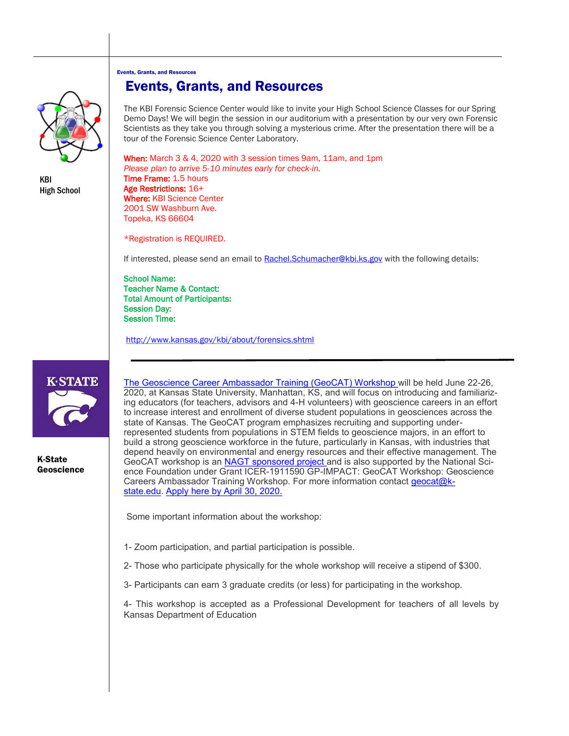# Events, Grants, and Resources

KBI
High School

The KBI Forensic Science Center would like to invite your High School Science Classes for our Spring Demo Days! We will begin the session in our auditorium with a presentation by our very own Forensic Scientists as they take you through solving a mysterious crime. After the presentation there will be a tour of the Forensic Science Center Laboratory.

**When:** March 3 & 4, 2020 with 3 session times 9am, 11am, and 1pm
*Please plan to arrive 5-10 minutes early for check-in.*
**Time Frame:** 1.5 hours
**Age Restrictions:** 16+
**Where:** KBI Science Center
2001 SW Washburn Ave.
Topeka, KS 66604

*Registration is REQUIRED.

If interested, please send an email to Rachel.Schumacher@kbi.ks.gov with the following details:

**School Name:**
**Teacher Name & Contact:**
**Total Amount of Participants:**
**Session Day:**
**Session Time:**

http://www.kansas.gov/kbi/about/forensics.shtml

---

K-State
Geoscience

The Geoscience Career Ambassador Training (GeoCAT) Workshop will be held June 22-26, 2020, at Kansas State University, Manhattan, KS, and will focus on introducing and familiarizing educators (for teachers, advisors and 4-H volunteers) with geoscience careers in an effort to increase interest and enrollment of diverse student populations in geosciences across the state of Kansas. The GeoCAT program emphasizes recruiting and supporting under-represented students from populations in STEM fields to geoscience majors, in an effort to build a strong geoscience workforce in the future, particularly in Kansas, with industries that depend heavily on environmental and energy resources and their effective management. The GeoCAT workshop is an NAGT sponsored project and is also supported by the National Science Foundation under Grant ICER-1911590 GP-IMPACT: GeoCAT Workshop: Geoscience Careers Ambassador Training Workshop. For more information contact geocat@k-state.edu. Apply here by April 30, 2020.

Some important information about the workshop:

1- Zoom participation, and partial participation is possible.

2- Those who participate physically for the whole workshop will receive a stipend of $300.

3- Participants can earn 3 graduate credits (or less) for participating in the workshop.

4- This workshop is accepted as a Professional Development for teachers of all levels by Kansas Department of Education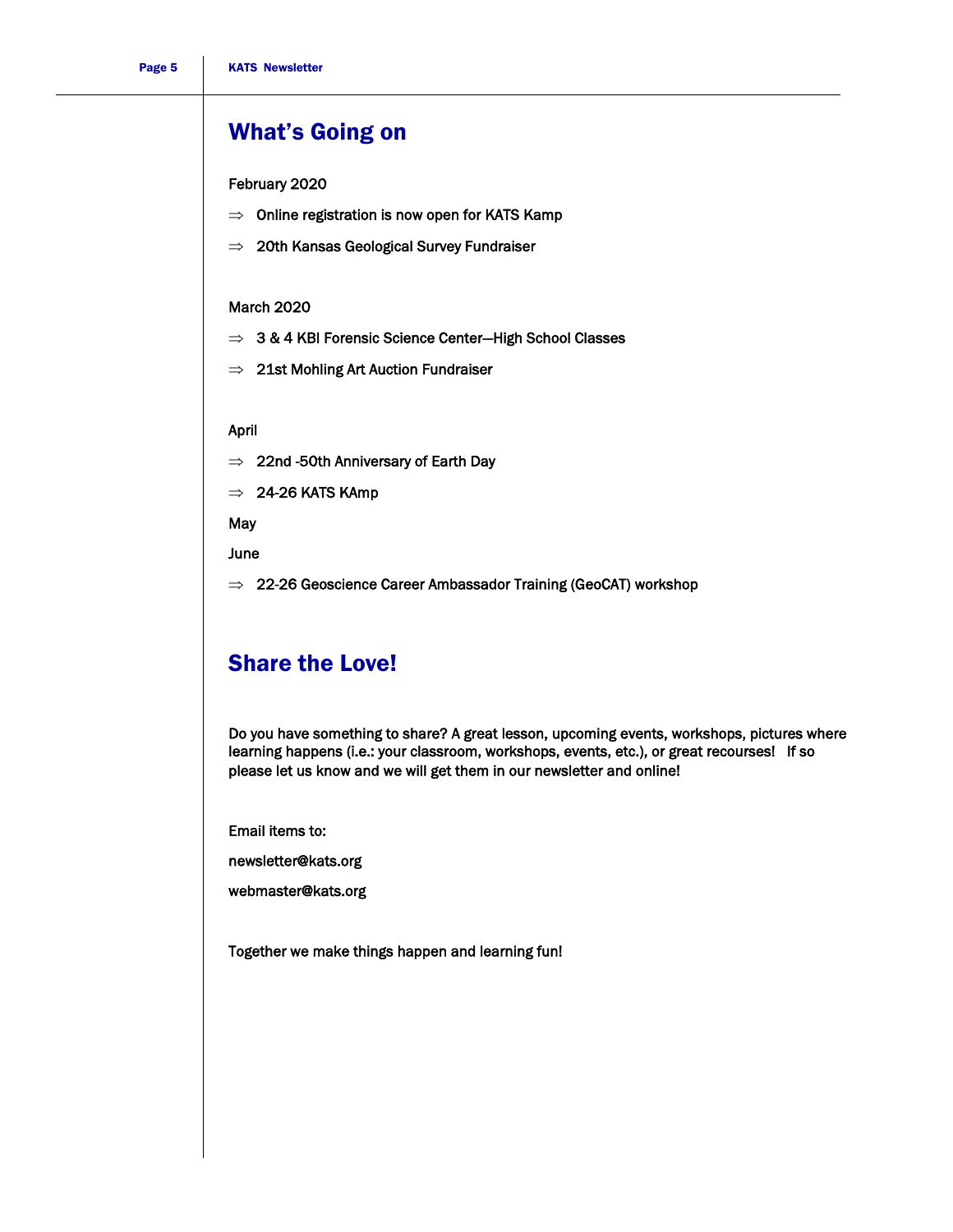## What's Going on

February 2020

- ⇒ Online registration is now open for KATS Kamp
- ⇒ 20th Kansas Geological Survey Fundraiser

March 2020

- ⇒ 3 & 4 KBI Forensic Science Center—High School Classes
- ⇒ 21st Mohling Art Auction Fundraiser

April

- ⇒ 22nd -50th Anniversary of Earth Day
- ⇒ 24-26 KATS KAmp

May

June

- ⇒ 22-26 Geoscience Career Ambassador Training (GeoCAT) workshop

## Share the Love!

Do you have something to share? A great lesson, upcoming events, workshops, pictures where learning happens (i.e.: your classroom, workshops, events, etc.), or great recourses! If so please let us know and we will get them in our newsletter and online!

Email items to:

newsletter@kats.org

webmaster@kats.org

Together we make things happen and learning fun!